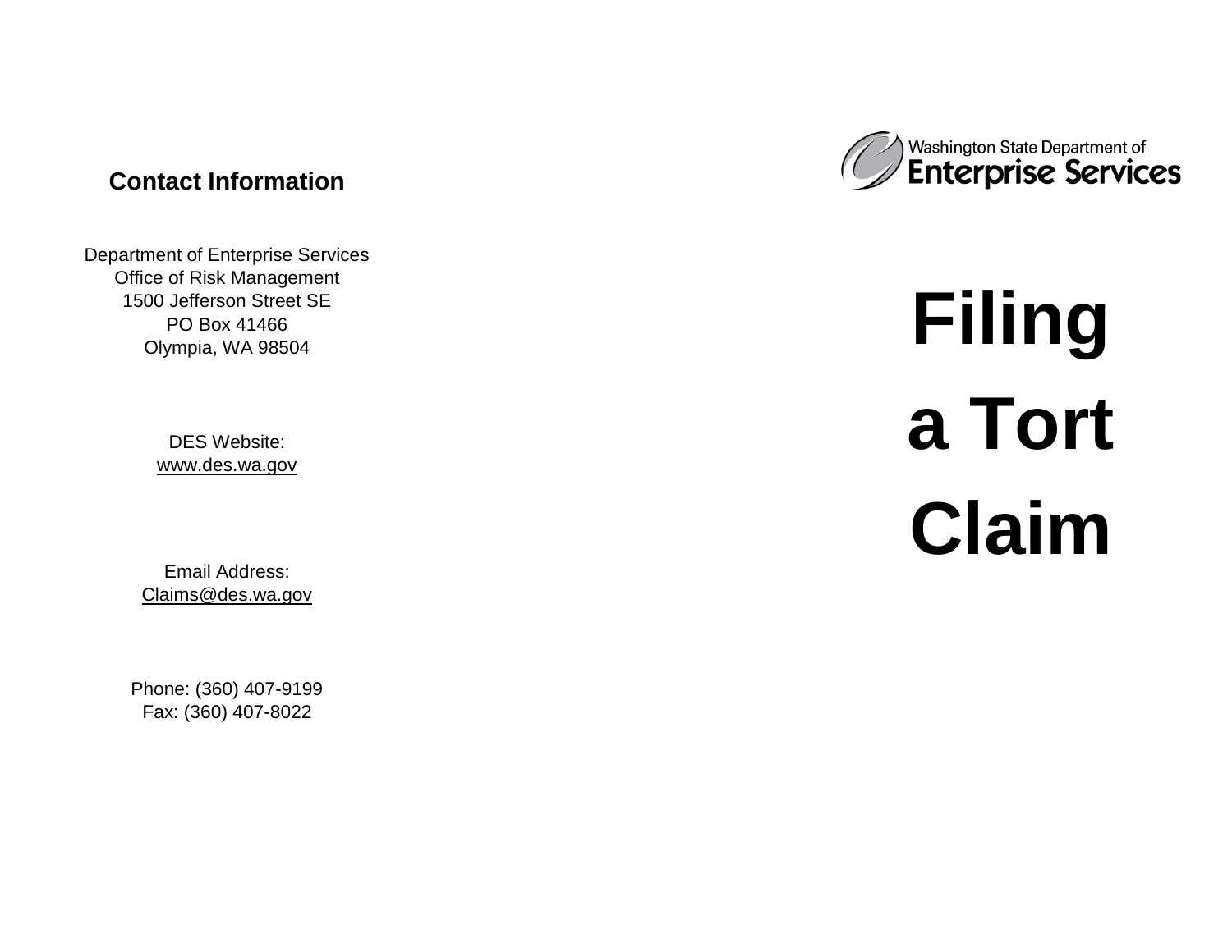## Contact Information

Department of Enterprise Services
Office of Risk Management
1500 Jefferson Street SE
PO Box 41466
Olympia, WA 98504

DES Website:
www.des.wa.gov

Email Address:
Claims@des.wa.gov

Phone: (360) 407-9199
Fax: (360) 407-8022

Washington State Department of
**Enterprise Services**

# Filing a Tort Claim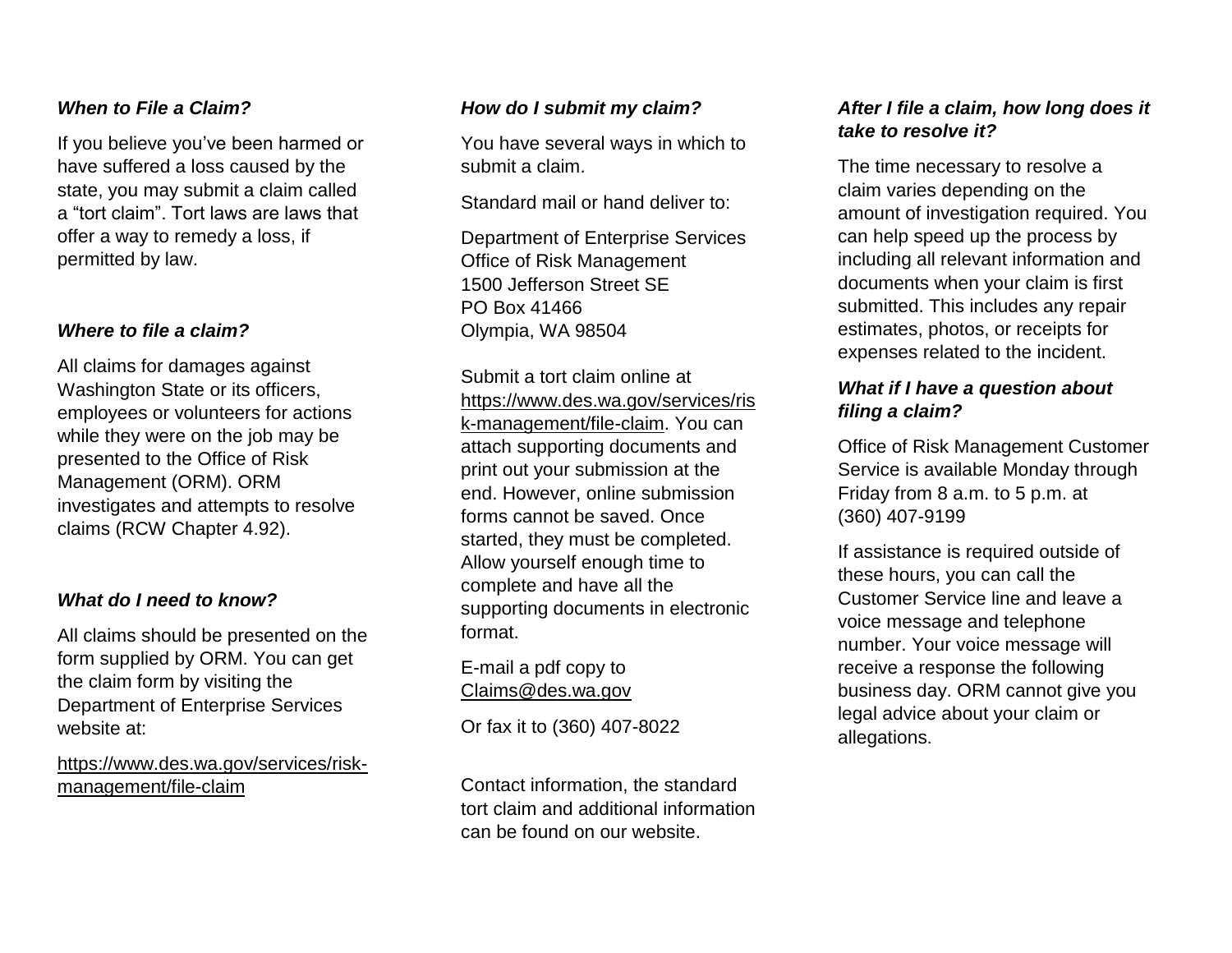### *When to File a Claim?*

If you believe you've been harmed or have suffered a loss caused by the state, you may submit a claim called a "tort claim". Tort laws are laws that offer a way to remedy a loss, if permitted by law.

### *Where to file a claim?*

All claims for damages against Washington State or its officers, employees or volunteers for actions while they were on the job may be presented to the Office of Risk Management (ORM). ORM investigates and attempts to resolve claims (RCW Chapter 4.92).

### *What do I need to know?*

All claims should be presented on the form supplied by ORM. You can get the claim form by visiting the Department of Enterprise Services website at:

https://www.des.wa.gov/services/risk-management/file-claim

### *How do I submit my claim?*

You have several ways in which to submit a claim.

Standard mail or hand deliver to:

Department of Enterprise Services
Office of Risk Management
1500 Jefferson Street SE
PO Box 41466
Olympia, WA 98504

Submit a tort claim online at https://www.des.wa.gov/services/risk-management/file-claim. You can attach supporting documents and print out your submission at the end. However, online submission forms cannot be saved. Once started, they must be completed. Allow yourself enough time to complete and have all the supporting documents in electronic format.

E-mail a pdf copy to Claims@des.wa.gov

Or fax it to (360) 407-8022

Contact information, the standard tort claim and additional information can be found on our website.

### *After I file a claim, how long does it take to resolve it?*

The time necessary to resolve a claim varies depending on the amount of investigation required. You can help speed up the process by including all relevant information and documents when your claim is first submitted. This includes any repair estimates, photos, or receipts for expenses related to the incident.

### *What if I have a question about filing a claim?*

Office of Risk Management Customer Service is available Monday through Friday from 8 a.m. to 5 p.m. at (360) 407-9199

If assistance is required outside of these hours, you can call the Customer Service line and leave a voice message and telephone number. Your voice message will receive a response the following business day. ORM cannot give you legal advice about your claim or allegations.